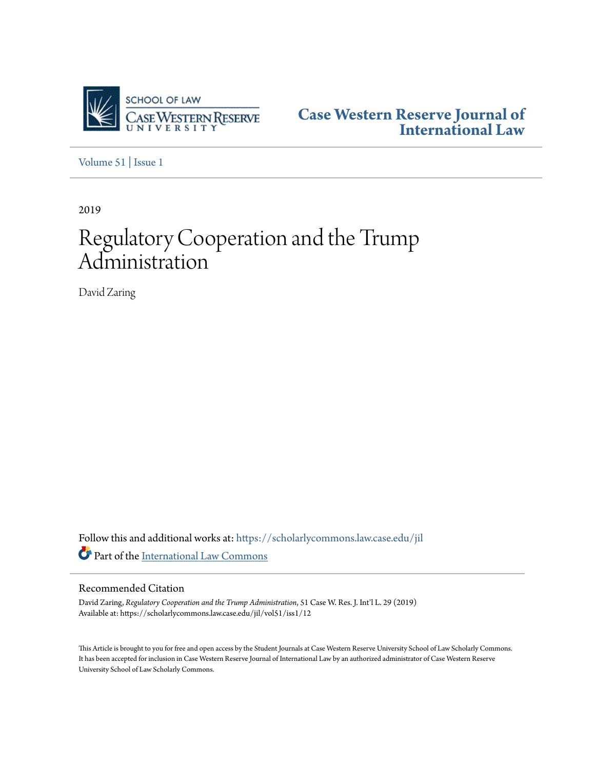Case Western Reserve Journal of International Law

Volume 51 | Issue 1

2019

# Regulatory Cooperation and the Trump Administration

David Zaring

Follow this and additional works at: https://scholarlycommons.law.case.edu/jil

Part of the International Law Commons

## Recommended Citation

David Zaring, *Regulatory Cooperation and the Trump Administration*, 51 Case W. Res. J. Int'l L. 29 (2019)
Available at: https://scholarlycommons.law.case.edu/jil/vol51/iss1/12

This Article is brought to you for free and open access by the Student Journals at Case Western Reserve University School of Law Scholarly Commons. It has been accepted for inclusion in Case Western Reserve Journal of International Law by an authorized administrator of Case Western Reserve University School of Law Scholarly Commons.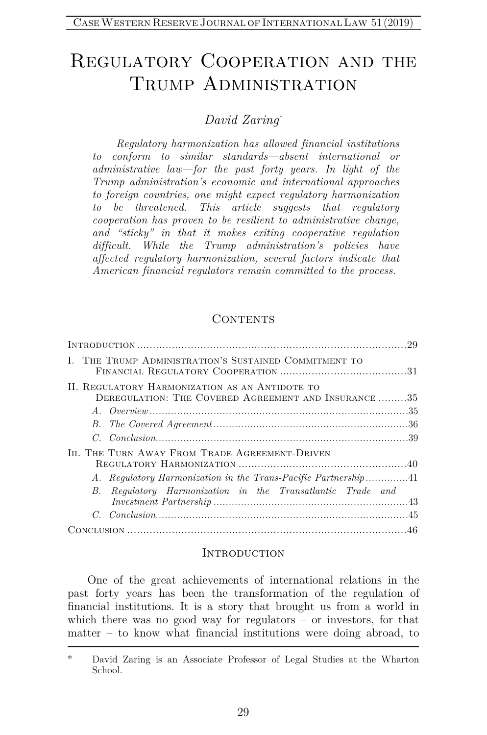# Regulatory Cooperation and the Trump Administration

*David Zaring*[*]

*Regulatory harmonization has allowed financial institutions to conform to similar standards—absent international or administrative law—for the past forty years. In light of the Trump administration's economic and international approaches to foreign countries, one might expect regulatory harmonization to be threatened. This article suggests that regulatory cooperation has proven to be resilient to administrative change, and "sticky" in that it makes exiting cooperative regulation difficult. While the Trump administration's policies have affected regulatory harmonization, several factors indicate that American financial regulators remain committed to the process.*

## Contents

Introduction ..... 29

I. The Trump Administration's Sustained Commitment to Financial Regulatory Cooperation ..... 31

II. Regulatory Harmonization as an Antidote to Deregulation: The Covered Agreement and Insurance ..... 35
- *A. Overview* ..... 35
- *B. The Covered Agreement* ..... 36
- *C. Conclusion* ..... 39

III. The Turn Away From Trade Agreement-Driven Regulatory Harmonization ..... 40
- *A. Regulatory Harmonization in the Trans-Pacific Partnership* ..... 41
- *B. Regulatory Harmonization in the Transatlantic Trade and Investment Partnership* ..... 43
- *C. Conclusion* ..... 45

Conclusion ..... 46

## Introduction

One of the great achievements of international relations in the past forty years has been the transformation of the regulation of financial institutions. It is a story that brought us from a world in which there was no good way for regulators – or investors, for that matter – to know what financial institutions were doing abroad, to

---

[*] David Zaring is an Associate Professor of Legal Studies at the Wharton School.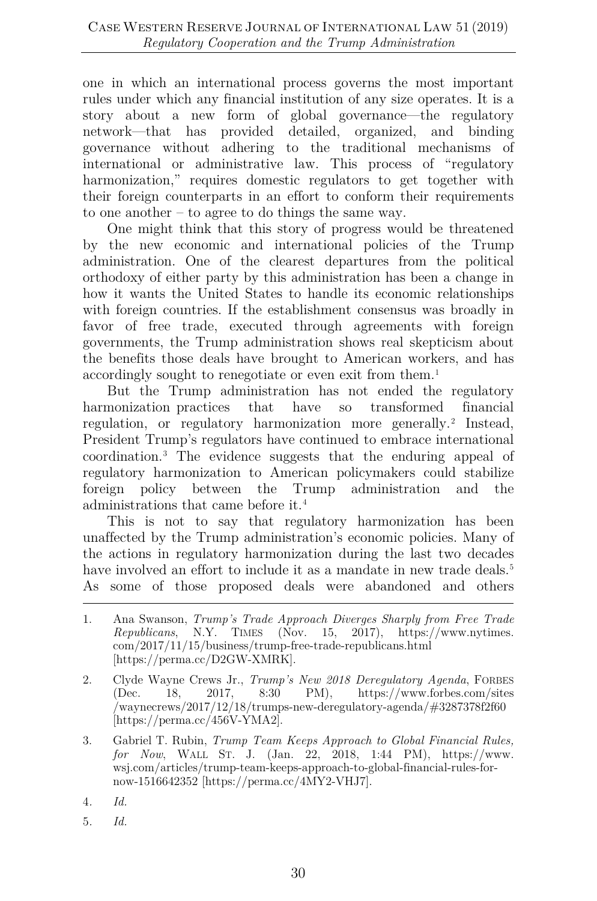one in which an international process governs the most important rules under which any financial institution of any size operates. It is a story about a new form of global governance—the regulatory network—that has provided detailed, organized, and binding governance without adhering to the traditional mechanisms of international or administrative law. This process of "regulatory harmonization," requires domestic regulators to get together with their foreign counterparts in an effort to conform their requirements to one another – to agree to do things the same way.

One might think that this story of progress would be threatened by the new economic and international policies of the Trump administration. One of the clearest departures from the political orthodoxy of either party by this administration has been a change in how it wants the United States to handle its economic relationships with foreign countries. If the establishment consensus was broadly in favor of free trade, executed through agreements with foreign governments, the Trump administration shows real skepticism about the benefits those deals have brought to American workers, and has accordingly sought to renegotiate or even exit from them.[1]

But the Trump administration has not ended the regulatory harmonization practices that have so transformed financial regulation, or regulatory harmonization more generally.[2] Instead, President Trump's regulators have continued to embrace international coordination.[3] The evidence suggests that the enduring appeal of regulatory harmonization to American policymakers could stabilize foreign policy between the Trump administration and the administrations that came before it.[4]

This is not to say that regulatory harmonization has been unaffected by the Trump administration's economic policies. Many of the actions in regulatory harmonization during the last two decades have involved an effort to include it as a mandate in new trade deals.[5] As some of those proposed deals were abandoned and others

---

1. Ana Swanson, *Trump's Trade Approach Diverges Sharply from Free Trade Republicans*, N.Y. TIMES (Nov. 15, 2017), https://www.nytimes.com/2017/11/15/business/trump-free-trade-republicans.html [https://perma.cc/D2GW-XMRK].

2. Clyde Wayne Crews Jr., *Trump's New 2018 Deregulatory Agenda*, FORBES (Dec. 18, 2017, 8:30 PM), https://www.forbes.com/sites/waynecrews/2017/12/18/trumps-new-deregulatory-agenda/#3287378f2f60 [https://perma.cc/456V-YMA2].

3. Gabriel T. Rubin, *Trump Team Keeps Approach to Global Financial Rules, for Now*, WALL ST. J. (Jan. 22, 2018, 1:44 PM), https://www.wsj.com/articles/trump-team-keeps-approach-to-global-financial-rules-for-now-1516642352 [https://perma.cc/4MY2-VHJ7].

4. *Id.*

5. *Id.*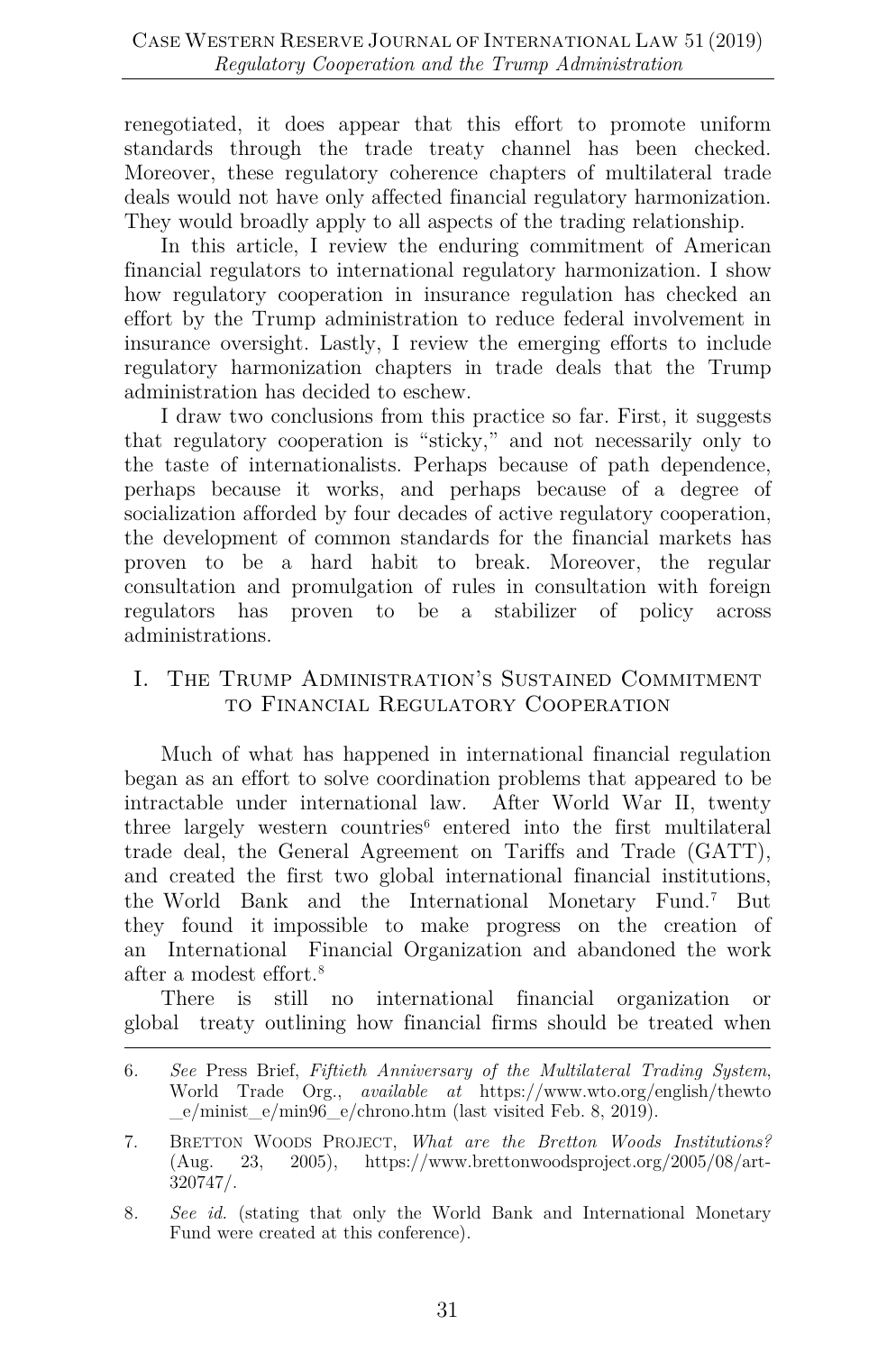renegotiated, it does appear that this effort to promote uniform standards through the trade treaty channel has been checked. Moreover, these regulatory coherence chapters of multilateral trade deals would not have only affected financial regulatory harmonization. They would broadly apply to all aspects of the trading relationship.

In this article, I review the enduring commitment of American financial regulators to international regulatory harmonization. I show how regulatory cooperation in insurance regulation has checked an effort by the Trump administration to reduce federal involvement in insurance oversight. Lastly, I review the emerging efforts to include regulatory harmonization chapters in trade deals that the Trump administration has decided to eschew.

I draw two conclusions from this practice so far. First, it suggests that regulatory cooperation is "sticky," and not necessarily only to the taste of internationalists. Perhaps because of path dependence, perhaps because it works, and perhaps because of a degree of socialization afforded by four decades of active regulatory cooperation, the development of common standards for the financial markets has proven to be a hard habit to break. Moreover, the regular consultation and promulgation of rules in consultation with foreign regulators has proven to be a stabilizer of policy across administrations.

## I. The Trump Administration's Sustained Commitment to Financial Regulatory Cooperation

Much of what has happened in international financial regulation began as an effort to solve coordination problems that appeared to be intractable under international law. After World War II, twenty three largely western countries[6] entered into the first multilateral trade deal, the General Agreement on Tariffs and Trade (GATT), and created the first two global international financial institutions, the World Bank and the International Monetary Fund.[7] But they found it impossible to make progress on the creation of an International Financial Organization and abandoned the work after a modest effort.[8]

There is still no international financial organization or global treaty outlining how financial firms should be treated when

6. *See* Press Brief, *Fiftieth Anniversary of the Multilateral Trading System*, World Trade Org., *available at* https://www.wto.org/english/thewto_e/minist_e/min96_e/chrono.htm (last visited Feb. 8, 2019).

7. Bretton Woods Project, *What are the Bretton Woods Institutions?* (Aug. 23, 2005), https://www.brettonwoodsproject.org/2005/08/art-320747/.

8. *See id.* (stating that only the World Bank and International Monetary Fund were created at this conference).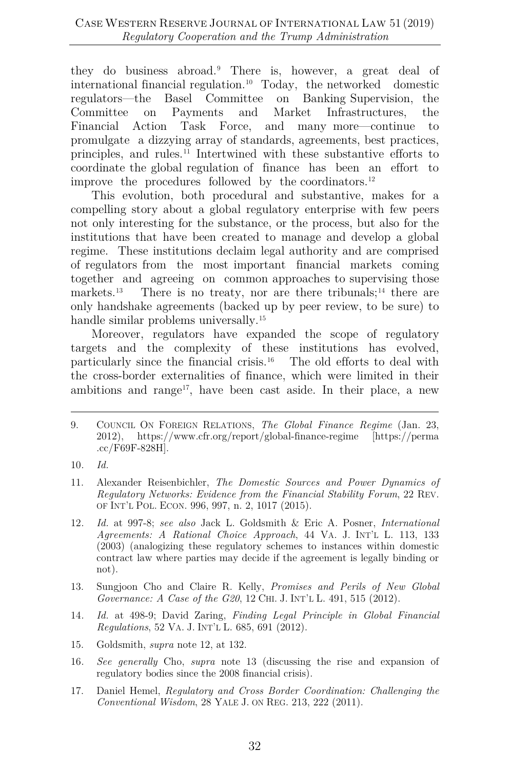they do business abroad.[9] There is, however, a great deal of international financial regulation.[10] Today, the networked domestic regulators—the Basel Committee on Banking Supervision, the Committee on Payments and Market Infrastructures, the Financial Action Task Force, and many more—continue to promulgate a dizzying array of standards, agreements, best practices, principles, and rules.[11] Intertwined with these substantive efforts to coordinate the global regulation of finance has been an effort to improve the procedures followed by the coordinators.[12]

This evolution, both procedural and substantive, makes for a compelling story about a global regulatory enterprise with few peers not only interesting for the substance, or the process, but also for the institutions that have been created to manage and develop a global regime. These institutions declaim legal authority and are comprised of regulators from the most important financial markets coming together and agreeing on common approaches to supervising those markets.[13] There is no treaty, nor are there tribunals;[14] there are only handshake agreements (backed up by peer review, to be sure) to handle similar problems universally.[15]

Moreover, regulators have expanded the scope of regulatory targets and the complexity of these institutions has evolved, particularly since the financial crisis.[16] The old efforts to deal with the cross-border externalities of finance, which were limited in their ambitions and range[17], have been cast aside. In their place, a new

---

9. Council On Foreign Relations, *The Global Finance Regime* (Jan. 23, 2012), https://www.cfr.org/report/global-finance-regime [https://perma.cc/F69F-828H].

10. *Id.*

11. Alexander Reisenbichler, *The Domestic Sources and Power Dynamics of Regulatory Networks: Evidence from the Financial Stability Forum*, 22 Rev. of Int'l Pol. Econ. 996, 997, n. 2, 1017 (2015).

12. *Id.* at 997-8; *see also* Jack L. Goldsmith & Eric A. Posner, *International Agreements: A Rational Choice Approach*, 44 Va. J. Int'l L. 113, 133 (2003) (analogizing these regulatory schemes to instances within domestic contract law where parties may decide if the agreement is legally binding or not).

13. Sungjoon Cho and Claire R. Kelly, *Promises and Perils of New Global Governance: A Case of the G20*, 12 Chi. J. Int'l L. 491, 515 (2012).

14. *Id.* at 498-9; David Zaring, *Finding Legal Principle in Global Financial Regulations*, 52 Va. J. Int'l L. 685, 691 (2012).

15. Goldsmith, *supra* note 12, at 132.

16. *See generally* Cho, *supra* note 13 (discussing the rise and expansion of regulatory bodies since the 2008 financial crisis).

17. Daniel Hemel, *Regulatory and Cross Border Coordination: Challenging the Conventional Wisdom*, 28 Yale J. on Reg. 213, 222 (2011).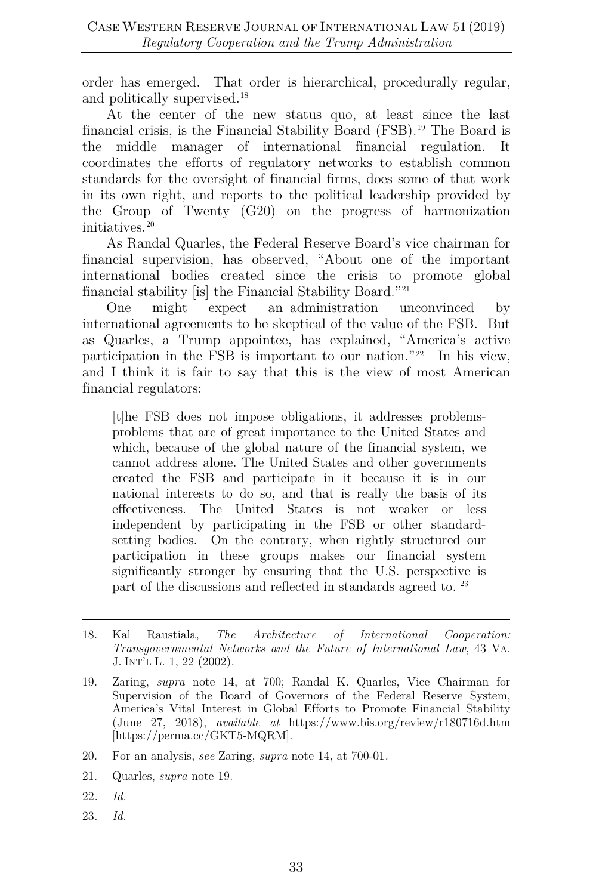order has emerged. That order is hierarchical, procedurally regular, and politically supervised.[18]

At the center of the new status quo, at least since the last financial crisis, is the Financial Stability Board (FSB).[19] The Board is the middle manager of international financial regulation. It coordinates the efforts of regulatory networks to establish common standards for the oversight of financial firms, does some of that work in its own right, and reports to the political leadership provided by the Group of Twenty (G20) on the progress of harmonization initiatives.[20]

As Randal Quarles, the Federal Reserve Board's vice chairman for financial supervision, has observed, "About one of the important international bodies created since the crisis to promote global financial stability [is] the Financial Stability Board."[21]

One might expect an administration unconvinced by international agreements to be skeptical of the value of the FSB. But as Quarles, a Trump appointee, has explained, "America's active participation in the FSB is important to our nation."[22] In his view, and I think it is fair to say that this is the view of most American financial regulators:

> [t]he FSB does not impose obligations, it addresses problems-problems that are of great importance to the United States and which, because of the global nature of the financial system, we cannot address alone. The United States and other governments created the FSB and participate in it because it is in our national interests to do so, and that is really the basis of its effectiveness. The United States is not weaker or less independent by participating in the FSB or other standard-setting bodies. On the contrary, when rightly structured our participation in these groups makes our financial system significantly stronger by ensuring that the U.S. perspective is part of the discussions and reflected in standards agreed to. [23]

---

18. Kal Raustiala, *The Architecture of International Cooperation: Transgovernmental Networks and the Future of International Law*, 43 VA. J. INT'L L. 1, 22 (2002).

19. Zaring, *supra* note 14, at 700; Randal K. Quarles, Vice Chairman for Supervision of the Board of Governors of the Federal Reserve System, America's Vital Interest in Global Efforts to Promote Financial Stability (June 27, 2018), *available at* https://www.bis.org/review/r180716d.htm [https://perma.cc/GKT5-MQRM].

20. For an analysis, *see* Zaring, *supra* note 14, at 700-01.

21. Quarles, *supra* note 19.

22. *Id.*

23. *Id.*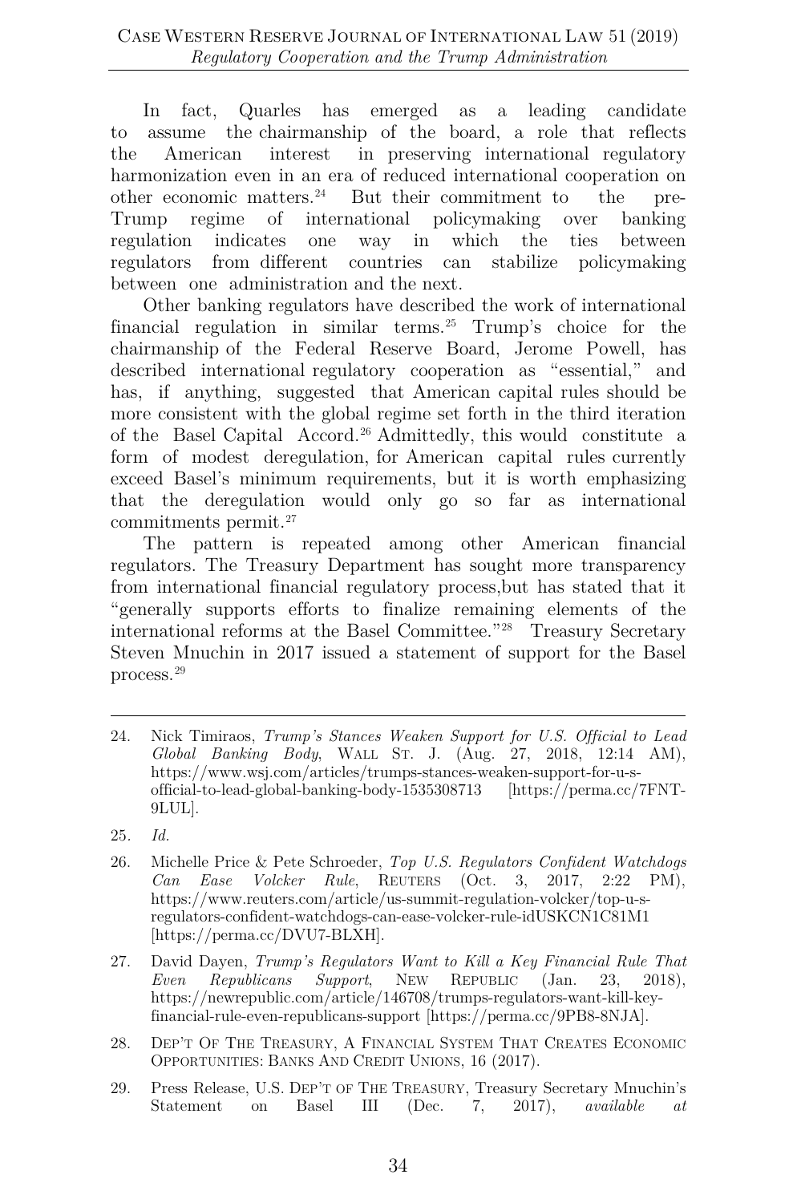In fact, Quarles has emerged as a leading candidate to assume the chairmanship of the board, a role that reflects the American interest in preserving international regulatory harmonization even in an era of reduced international cooperation on other economic matters.[24] But their commitment to the pre-Trump regime of international policymaking over banking regulation indicates one way in which the ties between regulators from different countries can stabilize policymaking between one administration and the next.

Other banking regulators have described the work of international financial regulation in similar terms.[25] Trump's choice for the chairmanship of the Federal Reserve Board, Jerome Powell, has described international regulatory cooperation as "essential," and has, if anything, suggested that American capital rules should be more consistent with the global regime set forth in the third iteration of the Basel Capital Accord.[26] Admittedly, this would constitute a form of modest deregulation, for American capital rules currently exceed Basel's minimum requirements, but it is worth emphasizing that the deregulation would only go so far as international commitments permit.[27]

The pattern is repeated among other American financial regulators. The Treasury Department has sought more transparency from international financial regulatory process,but has stated that it "generally supports efforts to finalize remaining elements of the international reforms at the Basel Committee."[28] Treasury Secretary Steven Mnuchin in 2017 issued a statement of support for the Basel process.[29]

---

24. Nick Timiraos, *Trump's Stances Weaken Support for U.S. Official to Lead Global Banking Body*, WALL ST. J. (Aug. 27, 2018, 12:14 AM), https://www.wsj.com/articles/trumps-stances-weaken-support-for-u-s-official-to-lead-global-banking-body-1535308713 [https://perma.cc/7FNT-9LUL].

25. *Id.*

26. Michelle Price & Pete Schroeder, *Top U.S. Regulators Confident Watchdogs Can Ease Volcker Rule*, REUTERS (Oct. 3, 2017, 2:22 PM), https://www.reuters.com/article/us-summit-regulation-volcker/top-u-s-regulators-confident-watchdogs-can-ease-volcker-rule-idUSKCN1C81M1 [https://perma.cc/DVU7-BLXH].

27. David Dayen, *Trump's Regulators Want to Kill a Key Financial Rule That Even Republicans Support*, NEW REPUBLIC (Jan. 23, 2018), https://newrepublic.com/article/146708/trumps-regulators-want-kill-key-financial-rule-even-republicans-support [https://perma.cc/9PB8-8NJA].

28. DEP'T OF THE TREASURY, A FINANCIAL SYSTEM THAT CREATES ECONOMIC OPPORTUNITIES: BANKS AND CREDIT UNIONS, 16 (2017).

29. Press Release, U.S. DEP'T OF THE TREASURY, Treasury Secretary Mnuchin's Statement on Basel III (Dec. 7, 2017), *available at*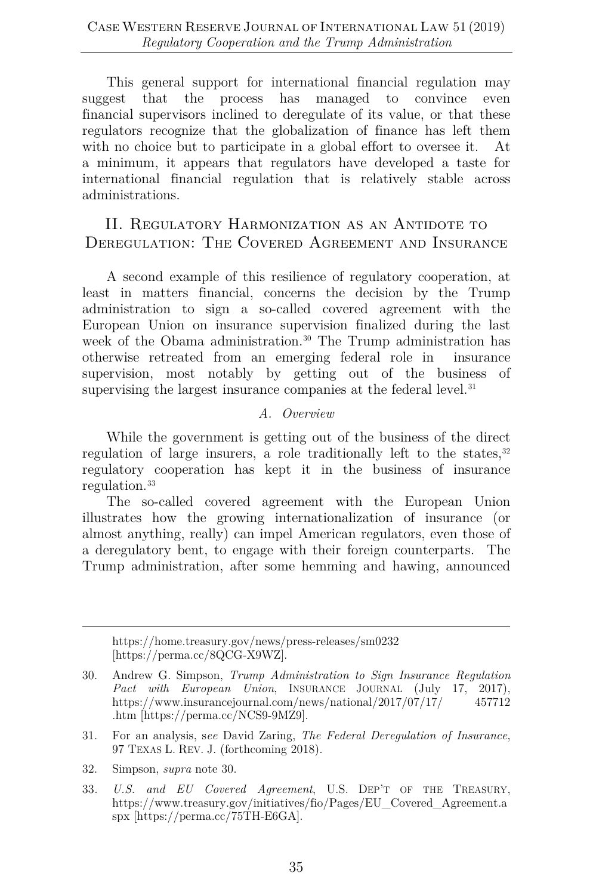This general support for international financial regulation may suggest that the process has managed to convince even financial supervisors inclined to deregulate of its value, or that these regulators recognize that the globalization of finance has left them with no choice but to participate in a global effort to oversee it. At a minimum, it appears that regulators have developed a taste for international financial regulation that is relatively stable across administrations.

## II. Regulatory Harmonization as an Antidote to Deregulation: The Covered Agreement and Insurance

A second example of this resilience of regulatory cooperation, at least in matters financial, concerns the decision by the Trump administration to sign a so-called covered agreement with the European Union on insurance supervision finalized during the last week of the Obama administration.[30] The Trump administration has otherwise retreated from an emerging federal role in insurance supervision, most notably by getting out of the business of supervising the largest insurance companies at the federal level.[31]

### *A. Overview*

While the government is getting out of the business of the direct regulation of large insurers, a role traditionally left to the states,[32] regulatory cooperation has kept it in the business of insurance regulation.[33]

The so-called covered agreement with the European Union illustrates how the growing internationalization of insurance (or almost anything, really) can impel American regulators, even those of a deregulatory bent, to engage with their foreign counterparts. The Trump administration, after some hemming and hawing, announced

---

https://home.treasury.gov/news/press-releases/sm0232 [https://perma.cc/8QCG-X9WZ].

30. Andrew G. Simpson, *Trump Administration to Sign Insurance Regulation Pact with European Union*, Insurance Journal (July 17, 2017), https://www.insurancejournal.com/news/national/2017/07/17/457712.htm [https://perma.cc/NCS9-9MZ9].

31. For an analysis, s*ee* David Zaring, *The Federal Deregulation of Insurance*, 97 Texas L. Rev. J. (forthcoming 2018).

32. Simpson, *supra* note 30.

33. *U.S. and EU Covered Agreement*, U.S. Dep't of the Treasury, https://www.treasury.gov/initiatives/fio/Pages/EU_Covered_Agreement.aspx [https://perma.cc/75TH-E6GA].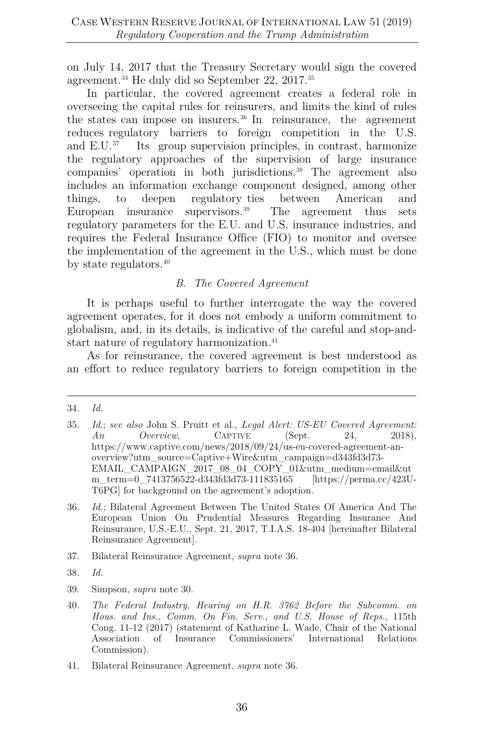on July 14, 2017 that the Treasury Secretary would sign the covered agreement.[34] He duly did so September 22, 2017.[35]

In particular, the covered agreement creates a federal role in overseeing the capital rules for reinsurers, and limits the kind of rules the states can impose on insurers.[36] In reinsurance, the agreement reduces regulatory barriers to foreign competition in the U.S. and E.U.[37] Its group supervision principles, in contrast, harmonize the regulatory approaches of the supervision of large insurance companies' operation in both jurisdictions.[38] The agreement also includes an information exchange component designed, among other things, to deepen regulatory ties between American and European insurance supervisors.[39] The agreement thus sets regulatory parameters for the E.U. and U.S. insurance industries, and requires the Federal Insurance Office (FIO) to monitor and oversee the implementation of the agreement in the U.S., which must be done by state regulators.[40]

### *B. The Covered Agreement*

It is perhaps useful to further interrogate the way the covered agreement operates, for it does not embody a uniform commitment to globalism, and, in its details, is indicative of the careful and stop-and-start nature of regulatory harmonization.[41]

As for reinsurance, the covered agreement is best understood as an effort to reduce regulatory barriers to foreign competition in the

---

34. *Id.*

35. *Id.*; *see also* John S. Pruitt et al., *Legal Alert: US-EU Covered Agreement: An Overview*, CAPTIVE (Sept. 24, 2018), https://www.captive.com/news/2018/09/24/us-eu-covered-agreement-an-overview?utm_source=Captive+Wire&utm_campaign=d343fd3d73-EMAIL_CAMPAIGN_2017_08_04_COPY_01&utm_medium=email&utm_term=0_7413756522-d343fd3d73-111835165 [https://perma.cc/423U-T6PG] for background on the agreement's adoption.

36. *Id.*; Bilateral Agreement Between The United States Of America And The European Union On Prudential Measures Regarding Insurance And Reinsurance, U.S.-E.U., Sept. 21, 2017, T.I.A.S. 18-404 [hereinafter Bilateral Reinsurance Agreement].

37. Bilateral Reinsurance Agreement, *supra* note 36.

38. *Id.*

39. Simpson, *supra* note 30.

40. *The Federal Industry, Hearing on H.R. 3762 Before the Subcomm. on Hous. and Ins., Comm. On Fin. Serv., and U.S. House of Reps.*, 115th Cong. 11-12 (2017) (statement of Katharine L. Wade, Chair of the National Association of Insurance Commissioners' International Relations Commission).

41. Bilateral Reinsurance Agreement, *supra* note 36.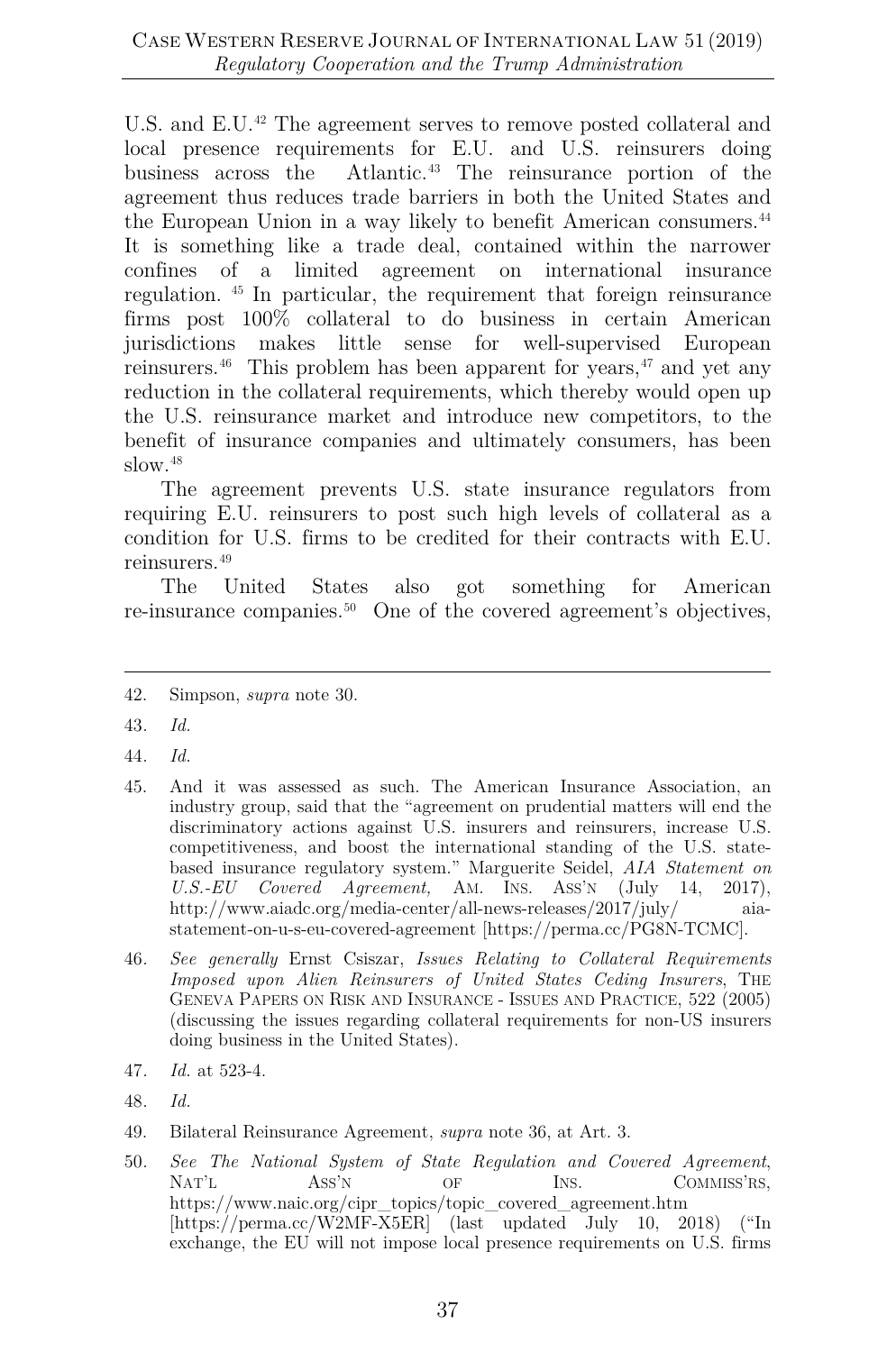U.S. and E.U.[42] The agreement serves to remove posted collateral and local presence requirements for E.U. and U.S. reinsurers doing business across the Atlantic.[43] The reinsurance portion of the agreement thus reduces trade barriers in both the United States and the European Union in a way likely to benefit American consumers.[44] It is something like a trade deal, contained within the narrower confines of a limited agreement on international insurance regulation.[45] In particular, the requirement that foreign reinsurance firms post 100% collateral to do business in certain American jurisdictions makes little sense for well-supervised European reinsurers.[46] This problem has been apparent for years,[47] and yet any reduction in the collateral requirements, which thereby would open up the U.S. reinsurance market and introduce new competitors, to the benefit of insurance companies and ultimately consumers, has been slow.[48]

The agreement prevents U.S. state insurance regulators from requiring E.U. reinsurers to post such high levels of collateral as a condition for U.S. firms to be credited for their contracts with E.U. reinsurers.[49]

The United States also got something for American re-insurance companies.[50] One of the covered agreement's objectives,

---

42. Simpson, *supra* note 30.

43. *Id.*

44. *Id.*

45. And it was assessed as such. The American Insurance Association, an industry group, said that the "agreement on prudential matters will end the discriminatory actions against U.S. insurers and reinsurers, increase U.S. competitiveness, and boost the international standing of the U.S. state-based insurance regulatory system." Marguerite Seidel, *AIA Statement on U.S.-EU Covered Agreement,* AM. INS. ASS'N (July 14, 2017), http://www.aiadc.org/media-center/all-news-releases/2017/july/aia-statement-on-u-s-eu-covered-agreement [https://perma.cc/PG8N-TCMC].

46. *See generally* Ernst Csiszar, *Issues Relating to Collateral Requirements Imposed upon Alien Reinsurers of United States Ceding Insurers*, THE GENEVA PAPERS ON RISK AND INSURANCE - ISSUES AND PRACTICE, 522 (2005) (discussing the issues regarding collateral requirements for non-US insurers doing business in the United States).

47. *Id.* at 523-4.

48. *Id.*

49. Bilateral Reinsurance Agreement, *supra* note 36, at Art. 3.

50. *See The National System of State Regulation and Covered Agreement*, NAT'L ASS'N OF INS. COMMISS'RS, https://www.naic.org/cipr_topics/topic_covered_agreement.htm [https://perma.cc/W2MF-X5ER] (last updated July 10, 2018) ("In exchange, the EU will not impose local presence requirements on U.S. firms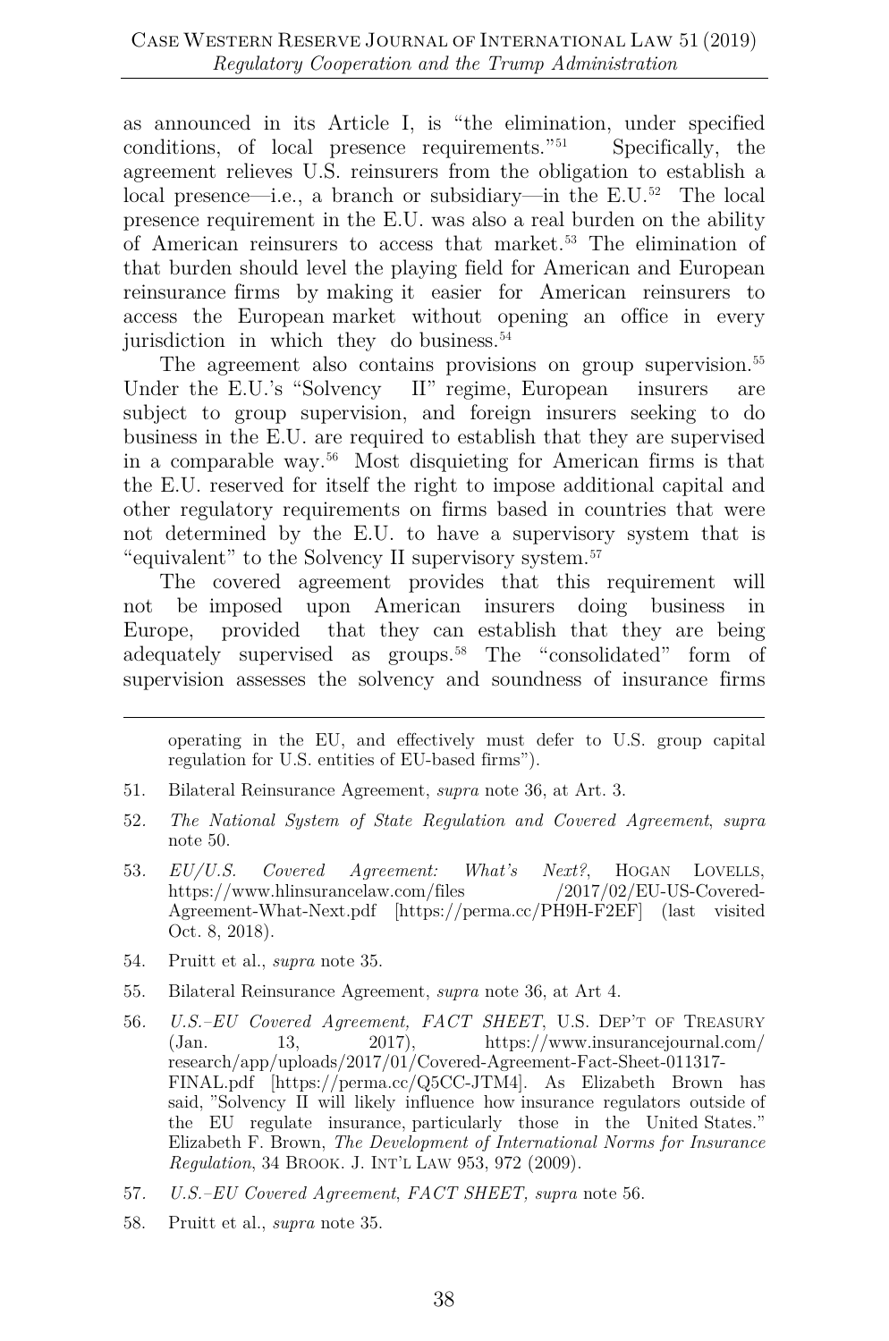as announced in its Article I, is "the elimination, under specified conditions, of local presence requirements."[51] Specifically, the agreement relieves U.S. reinsurers from the obligation to establish a local presence—i.e., a branch or subsidiary—in the E.U.[52] The local presence requirement in the E.U. was also a real burden on the ability of American reinsurers to access that market.[53] The elimination of that burden should level the playing field for American and European reinsurance firms by making it easier for American reinsurers to access the European market without opening an office in every jurisdiction in which they do business.[54]

The agreement also contains provisions on group supervision.[55] Under the E.U.'s "Solvency II" regime, European insurers are subject to group supervision, and foreign insurers seeking to do business in the E.U. are required to establish that they are supervised in a comparable way.[56] Most disquieting for American firms is that the E.U. reserved for itself the right to impose additional capital and other regulatory requirements on firms based in countries that were not determined by the E.U. to have a supervisory system that is "equivalent" to the Solvency II supervisory system.[57]

The covered agreement provides that this requirement will not be imposed upon American insurers doing business in Europe, provided that they can establish that they are being adequately supervised as groups.[58] The "consolidated" form of supervision assesses the solvency and soundness of insurance firms

---

operating in the EU, and effectively must defer to U.S. group capital regulation for U.S. entities of EU-based firms").

51. Bilateral Reinsurance Agreement, *supra* note 36, at Art. 3.

52. *The National System of State Regulation and Covered Agreement*, *supra* note 50.

53. *EU/U.S. Covered Agreement: What's Next?*, HOGAN LOVELLS, https://www.hlinsurancelaw.com/files /2017/02/EU-US-Covered-Agreement-What-Next.pdf [https://perma.cc/PH9H-F2EF] (last visited Oct. 8, 2018).

54. Pruitt et al., *supra* note 35.

55. Bilateral Reinsurance Agreement, *supra* note 36, at Art 4.

56. *U.S.–EU Covered Agreement, FACT SHEET*, U.S. DEP'T OF TREASURY (Jan. 13, 2017), https://www.insurancejournal.com/research/app/uploads/2017/01/Covered-Agreement-Fact-Sheet-011317-FINAL.pdf [https://perma.cc/Q5CC-JTM4]. As Elizabeth Brown has said, "Solvency II will likely influence how insurance regulators outside of the EU regulate insurance, particularly those in the United States." Elizabeth F. Brown, *The Development of International Norms for Insurance Regulation*, 34 BROOK. J. INT'L LAW 953, 972 (2009).

57. *U.S.–EU Covered Agreement*, *FACT SHEET, supra* note 56.

58. Pruitt et al., *supra* note 35.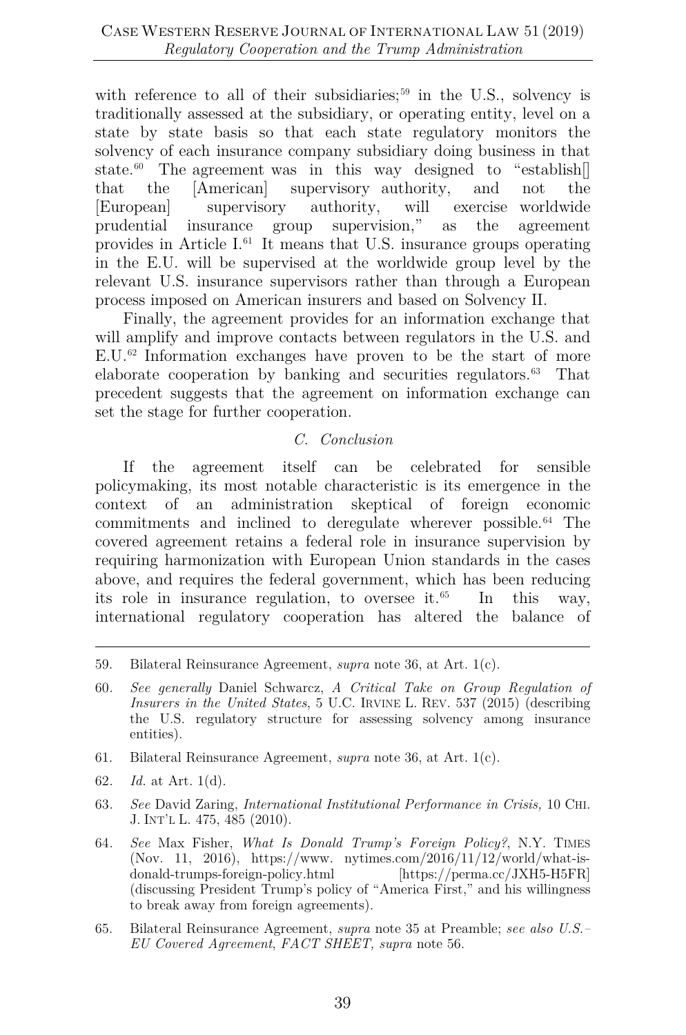with reference to all of their subsidiaries;[59] in the U.S., solvency is traditionally assessed at the subsidiary, or operating entity, level on a state by state basis so that each state regulatory monitors the solvency of each insurance company subsidiary doing business in that state.[60] The agreement was in this way designed to "establish[] that the [American] supervisory authority, and not the [European] supervisory authority, will exercise worldwide prudential insurance group supervision," as the agreement provides in Article I.[61] It means that U.S. insurance groups operating in the E.U. will be supervised at the worldwide group level by the relevant U.S. insurance supervisors rather than through a European process imposed on American insurers and based on Solvency II.

Finally, the agreement provides for an information exchange that will amplify and improve contacts between regulators in the U.S. and E.U.[62] Information exchanges have proven to be the start of more elaborate cooperation by banking and securities regulators.[63] That precedent suggests that the agreement on information exchange can set the stage for further cooperation.

### *C. Conclusion*

If the agreement itself can be celebrated for sensible policymaking, its most notable characteristic is its emergence in the context of an administration skeptical of foreign economic commitments and inclined to deregulate wherever possible.[64] The covered agreement retains a federal role in insurance supervision by requiring harmonization with European Union standards in the cases above, and requires the federal government, which has been reducing its role in insurance regulation, to oversee it.[65] In this way, international regulatory cooperation has altered the balance of

---

59. Bilateral Reinsurance Agreement, *supra* note 36, at Art. 1(c).

60. *See generally* Daniel Schwarcz, *A Critical Take on Group Regulation of Insurers in the United States*, 5 U.C. IRVINE L. REV. 537 (2015) (describing the U.S. regulatory structure for assessing solvency among insurance entities).

61. Bilateral Reinsurance Agreement, *supra* note 36, at Art. 1(c).

62. *Id.* at Art. 1(d).

63. *See* David Zaring, *International Institutional Performance in Crisis,* 10 CHI. J. INT'L L. 475, 485 (2010).

64. *See* Max Fisher, *What Is Donald Trump's Foreign Policy?*, N.Y. TIMES (Nov. 11, 2016), https://www. nytimes.com/2016/11/12/world/what-is-donald-trumps-foreign-policy.html [https://perma.cc/JXH5-H5FR] (discussing President Trump's policy of "America First," and his willingness to break away from foreign agreements).

65. Bilateral Reinsurance Agreement, *supra* note 35 at Preamble; *see also U.S.–EU Covered Agreement*, *FACT SHEET, supra* note 56.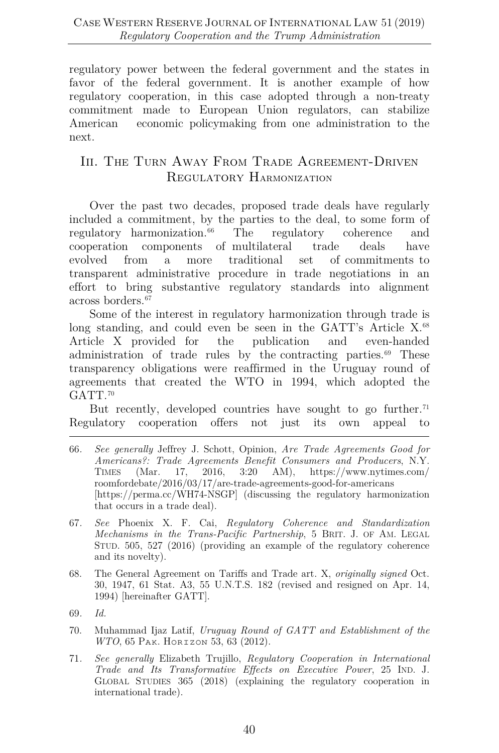regulatory power between the federal government and the states in favor of the federal government. It is another example of how regulatory cooperation, in this case adopted through a non-treaty commitment made to European Union regulators, can stabilize American economic policymaking from one administration to the next.

## III. The Turn Away From Trade Agreement-Driven Regulatory Harmonization

Over the past two decades, proposed trade deals have regularly included a commitment, by the parties to the deal, to some form of regulatory harmonization.[66] The regulatory coherence and cooperation components of multilateral trade deals have evolved from a more traditional set of commitments to transparent administrative procedure in trade negotiations in an effort to bring substantive regulatory standards into alignment across borders.[67]

Some of the interest in regulatory harmonization through trade is long standing, and could even be seen in the GATT's Article X.[68] Article X provided for the publication and even-handed administration of trade rules by the contracting parties.[69] These transparency obligations were reaffirmed in the Uruguay round of agreements that created the WTO in 1994, which adopted the GATT.[70]

But recently, developed countries have sought to go further.[71] Regulatory cooperation offers not just its own appeal to

---

66. *See generally* Jeffrey J. Schott, Opinion, *Are Trade Agreements Good for Americans?: Trade Agreements Benefit Consumers and Producers*, N.Y. Times (Mar. 17, 2016, 3:20 AM), https://www.nytimes.com/roomfordebate/2016/03/17/are-trade-agreements-good-for-americans [https://perma.cc/WH74-NSGP] (discussing the regulatory harmonization that occurs in a trade deal).

67. *See* Phoenix X. F. Cai, *Regulatory Coherence and Standardization Mechanisms in the Trans-Pacific Partnership*, 5 Brit. J. of Am. Legal Stud. 505, 527 (2016) (providing an example of the regulatory coherence and its novelty).

68. The General Agreement on Tariffs and Trade art. X, *originally signed* Oct. 30, 1947, 61 Stat. A3, 55 U.N.T.S. 182 (revised and resigned on Apr. 14, 1994) [hereinafter GATT].

69. *Id.*

70. Muhammad Ijaz Latif, *Uruguay Round of GATT and Establishment of the WTO*, 65 Pak. Horizon 53, 63 (2012).

71. *See generally* Elizabeth Trujillo, *Regulatory Cooperation in International Trade and Its Transformative Effects on Executive Power*, 25 Ind. J. Global Studies 365 (2018) (explaining the regulatory cooperation in international trade).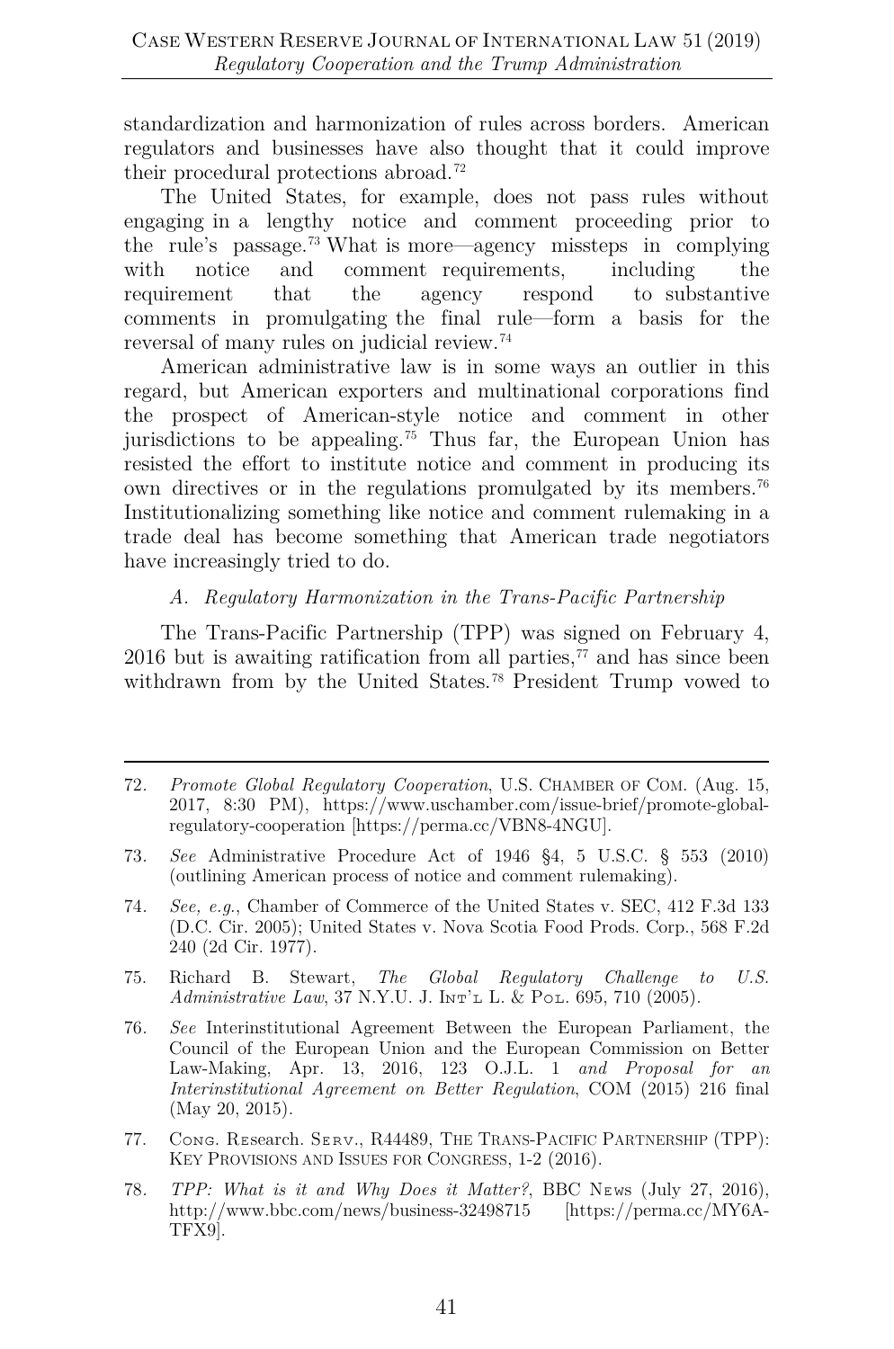standardization and harmonization of rules across borders. American regulators and businesses have also thought that it could improve their procedural protections abroad.[72]

The United States, for example, does not pass rules without engaging in a lengthy notice and comment proceeding prior to the rule's passage.[73] What is more—agency missteps in complying with notice and comment requirements, including the requirement that the agency respond to substantive comments in promulgating the final rule—form a basis for the reversal of many rules on judicial review.[74]

American administrative law is in some ways an outlier in this regard, but American exporters and multinational corporations find the prospect of American-style notice and comment in other jurisdictions to be appealing.[75] Thus far, the European Union has resisted the effort to institute notice and comment in producing its own directives or in the regulations promulgated by its members.[76] Institutionalizing something like notice and comment rulemaking in a trade deal has become something that American trade negotiators have increasingly tried to do.

### *A. Regulatory Harmonization in the Trans-Pacific Partnership*

The Trans-Pacific Partnership (TPP) was signed on February 4, 2016 but is awaiting ratification from all parties,[77] and has since been withdrawn from by the United States.[78] President Trump vowed to

---

72. *Promote Global Regulatory Cooperation*, U.S. CHAMBER OF COM. (Aug. 15, 2017, 8:30 PM), https://www.uschamber.com/issue-brief/promote-global-regulatory-cooperation [https://perma.cc/VBN8-4NGU].

73. *See* Administrative Procedure Act of 1946 §4, 5 U.S.C. § 553 (2010) (outlining American process of notice and comment rulemaking).

74. *See, e.g.*, Chamber of Commerce of the United States v. SEC, 412 F.3d 133 (D.C. Cir. 2005); United States v. Nova Scotia Food Prods. Corp., 568 F.2d 240 (2d Cir. 1977).

75. Richard B. Stewart, *The Global Regulatory Challenge to U.S. Administrative Law*, 37 N.Y.U. J. INT'L L. & POL. 695, 710 (2005).

76. *See* Interinstitutional Agreement Between the European Parliament, the Council of the European Union and the European Commission on Better Law-Making, Apr. 13, 2016, 123 O.J.L. 1 *and Proposal for an Interinstitutional Agreement on Better Regulation*, COM (2015) 216 final (May 20, 2015).

77. CONG. RESEARCH. SERV., R44489, THE TRANS-PACIFIC PARTNERSHIP (TPP): KEY PROVISIONS AND ISSUES FOR CONGRESS, 1-2 (2016).

78. *TPP: What is it and Why Does it Matter?*, BBC NEWS (July 27, 2016), http://www.bbc.com/news/business-32498715 [https://perma.cc/MY6A-TFX9].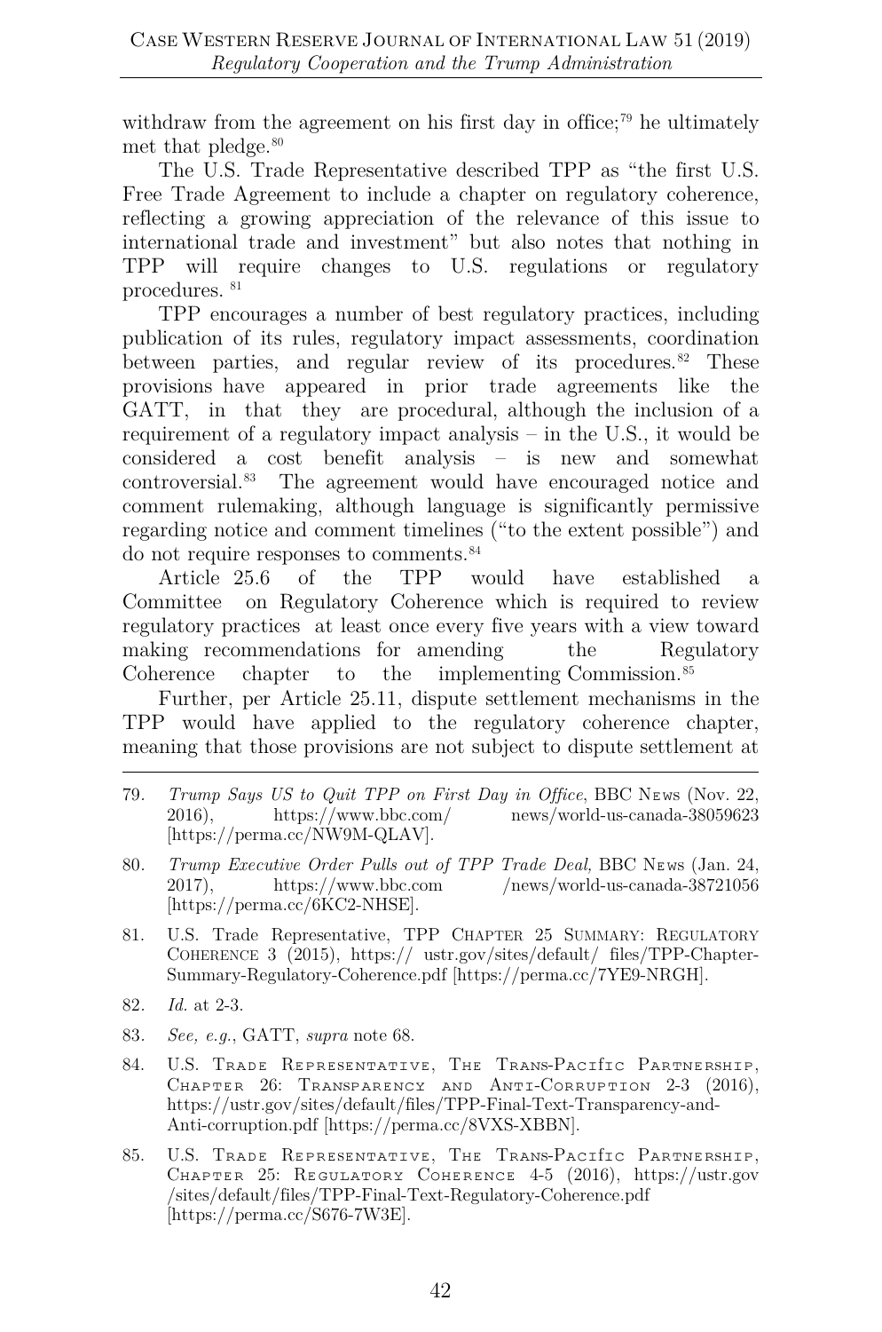withdraw from the agreement on his first day in office;[79] he ultimately met that pledge.[80]

The U.S. Trade Representative described TPP as "the first U.S. Free Trade Agreement to include a chapter on regulatory coherence, reflecting a growing appreciation of the relevance of this issue to international trade and investment" but also notes that nothing in TPP will require changes to U.S. regulations or regulatory procedures. [81]

TPP encourages a number of best regulatory practices, including publication of its rules, regulatory impact assessments, coordination between parties, and regular review of its procedures.[82] These provisions have appeared in prior trade agreements like the GATT, in that they are procedural, although the inclusion of a requirement of a regulatory impact analysis – in the U.S., it would be considered a cost benefit analysis – is new and somewhat controversial.[83] The agreement would have encouraged notice and comment rulemaking, although language is significantly permissive regarding notice and comment timelines ("to the extent possible") and do not require responses to comments.[84]

Article 25.6 of the TPP would have established a Committee on Regulatory Coherence which is required to review regulatory practices at least once every five years with a view toward making recommendations for amending the Regulatory Coherence chapter to the implementing Commission.[85]

Further, per Article 25.11, dispute settlement mechanisms in the TPP would have applied to the regulatory coherence chapter, meaning that those provisions are not subject to dispute settlement at

---

79. *Trump Says US to Quit TPP on First Day in Office*, BBC NEWS (Nov. 22, 2016), https://www.bbc.com/ news/world-us-canada-38059623 [https://perma.cc/NW9M-QLAV].

80. *Trump Executive Order Pulls out of TPP Trade Deal,* BBC NEWS (Jan. 24, 2017), https://www.bbc.com /news/world-us-canada-38721056 [https://perma.cc/6KC2-NHSE].

81. U.S. Trade Representative, TPP CHAPTER 25 SUMMARY: REGULATORY COHERENCE 3 (2015), https:// ustr.gov/sites/default/ files/TPP-Chapter-Summary-Regulatory-Coherence.pdf [https://perma.cc/7YE9-NRGH].

82. *Id.* at 2-3.

83. *See, e.g.*, GATT, *supra* note 68.

84. U.S. TRADE REPRESENTATIVE, THE TRANS-PACIFIC PARTNERSHIP, CHAPTER 26: TRANSPARENCY AND ANTI-CORRUPTION 2-3 (2016), https://ustr.gov/sites/default/files/TPP-Final-Text-Transparency-and-Anti-corruption.pdf [https://perma.cc/8VXS-XBBN].

85. U.S. TRADE REPRESENTATIVE, THE TRANS-PACIFIC PARTNERSHIP, CHAPTER 25: REGULATORY COHERENCE 4-5 (2016), https://ustr.gov /sites/default/files/TPP-Final-Text-Regulatory-Coherence.pdf [https://perma.cc/S676-7W3E].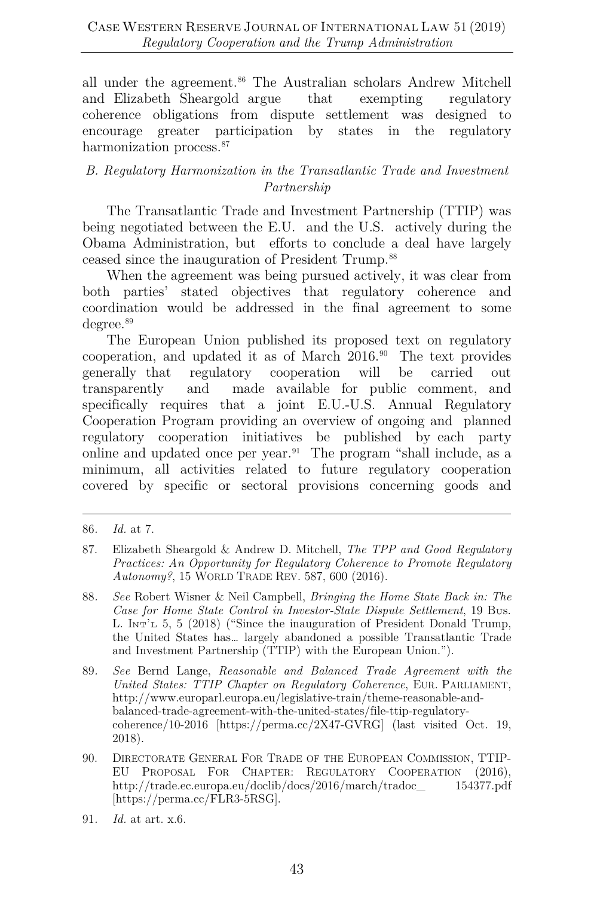all under the agreement.[86] The Australian scholars Andrew Mitchell and Elizabeth Sheargold argue that exempting regulatory coherence obligations from dispute settlement was designed to encourage greater participation by states in the regulatory harmonization process.[87]

### *B. Regulatory Harmonization in the Transatlantic Trade and Investment Partnership*

The Transatlantic Trade and Investment Partnership (TTIP) was being negotiated between the E.U. and the U.S. actively during the Obama Administration, but efforts to conclude a deal have largely ceased since the inauguration of President Trump.[88]

When the agreement was being pursued actively, it was clear from both parties' stated objectives that regulatory coherence and coordination would be addressed in the final agreement to some degree.[89]

The European Union published its proposed text on regulatory cooperation, and updated it as of March 2016.[90] The text provides generally that regulatory cooperation will be carried out transparently and made available for public comment, and specifically requires that a joint E.U.-U.S. Annual Regulatory Cooperation Program providing an overview of ongoing and planned regulatory cooperation initiatives be published by each party online and updated once per year.[91] The program "shall include, as a minimum, all activities related to future regulatory cooperation covered by specific or sectoral provisions concerning goods and

---

86. *Id.* at 7.

87. Elizabeth Sheargold & Andrew D. Mitchell, *The TPP and Good Regulatory Practices: An Opportunity for Regulatory Coherence to Promote Regulatory Autonomy?*, 15 WORLD TRADE REV. 587, 600 (2016).

88. *See* Robert Wisner & Neil Campbell, *Bringing the Home State Back in: The Case for Home State Control in Investor-State Dispute Settlement*, 19 BUS. L. INT'L 5, 5 (2018) ("Since the inauguration of President Donald Trump, the United States has… largely abandoned a possible Transatlantic Trade and Investment Partnership (TTIP) with the European Union.").

89. *See* Bernd Lange, *Reasonable and Balanced Trade Agreement with the United States: TTIP Chapter on Regulatory Coherence*, EUR. PARLIAMENT, http://www.europarl.europa.eu/legislative-train/theme-reasonable-and-balanced-trade-agreement-with-the-united-states/file-ttip-regulatory-coherence/10-2016 [https://perma.cc/2X47-GVRG] (last visited Oct. 19, 2018).

90. DIRECTORATE GENERAL FOR TRADE OF THE EUROPEAN COMMISSION, TTIP-EU PROPOSAL FOR CHAPTER: REGULATORY COOPERATION (2016), http://trade.ec.europa.eu/doclib/docs/2016/march/tradoc_ 154377.pdf [https://perma.cc/FLR3-5RSG].

91. *Id.* at art. x.6.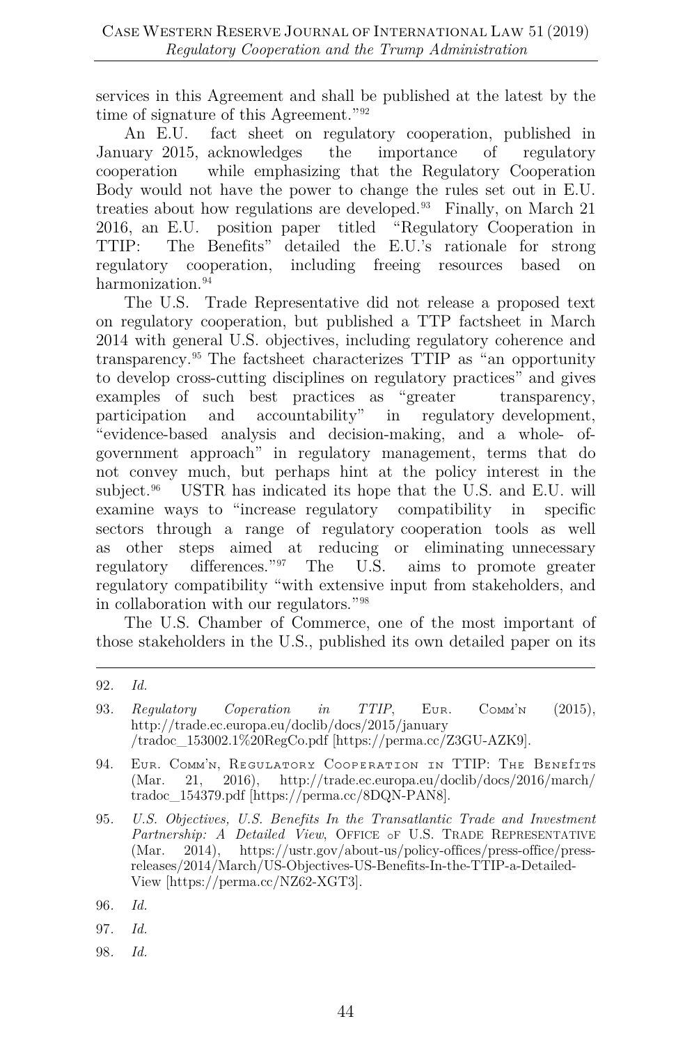services in this Agreement and shall be published at the latest by the time of signature of this Agreement."[92]

An E.U. fact sheet on regulatory cooperation, published in January 2015, acknowledges the importance of regulatory cooperation while emphasizing that the Regulatory Cooperation Body would not have the power to change the rules set out in E.U. treaties about how regulations are developed.[93] Finally, on March 21 2016, an E.U. position paper titled "Regulatory Cooperation in TTIP: The Benefits" detailed the E.U.'s rationale for strong regulatory cooperation, including freeing resources based on harmonization.[94]

The U.S. Trade Representative did not release a proposed text on regulatory cooperation, but published a TTP factsheet in March 2014 with general U.S. objectives, including regulatory coherence and transparency.[95] The factsheet characterizes TTIP as "an opportunity to develop cross-cutting disciplines on regulatory practices" and gives examples of such best practices as "greater transparency, participation and accountability" in regulatory development, "evidence-based analysis and decision-making, and a whole- of-government approach" in regulatory management, terms that do not convey much, but perhaps hint at the policy interest in the subject.[96] USTR has indicated its hope that the U.S. and E.U. will examine ways to "increase regulatory compatibility in specific sectors through a range of regulatory cooperation tools as well as other steps aimed at reducing or eliminating unnecessary regulatory differences."[97] The U.S. aims to promote greater regulatory compatibility "with extensive input from stakeholders, and in collaboration with our regulators."[98]

The U.S. Chamber of Commerce, one of the most important of those stakeholders in the U.S., published its own detailed paper on its

---

92. *Id.*

93. *Regulatory Coperation in TTIP*, EUR. COMM'N (2015), http://trade.ec.europa.eu/doclib/docs/2015/january/tradoc_153002.1%20RegCo.pdf [https://perma.cc/Z3GU-AZK9].

94. EUR. COMM'N, REGULATORY COOPERATION IN TTIP: THE BENEFITS (Mar. 21, 2016), http://trade.ec.europa.eu/doclib/docs/2016/march/tradoc_154379.pdf [https://perma.cc/8DQN-PAN8].

95. *U.S. Objectives, U.S. Benefits In the Transatlantic Trade and Investment Partnership: A Detailed View*, OFFICE OF U.S. TRADE REPRESENTATIVE (Mar. 2014), https://ustr.gov/about-us/policy-offices/press-office/press-releases/2014/March/US-Objectives-US-Benefits-In-the-TTIP-a-Detailed-View [https://perma.cc/NZ62-XGT3].

96. *Id.*

97. *Id.*

98. *Id.*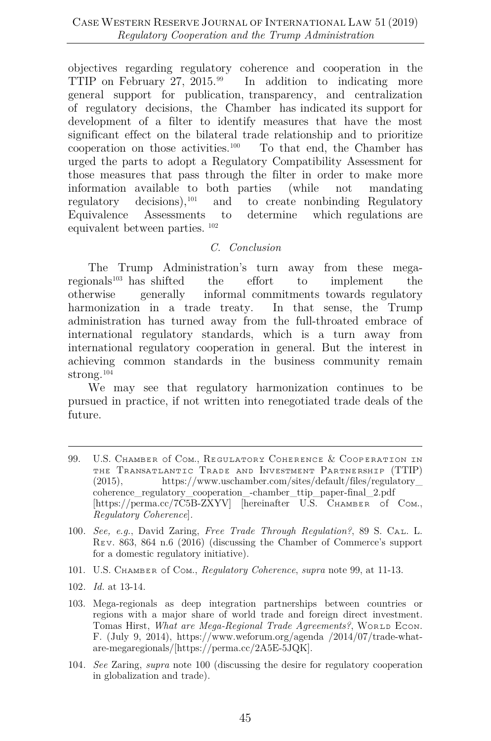objectives regarding regulatory coherence and cooperation in the TTIP on February 27, 2015.[99] In addition to indicating more general support for publication, transparency, and centralization of regulatory decisions, the Chamber has indicated its support for development of a filter to identify measures that have the most significant effect on the bilateral trade relationship and to prioritize cooperation on those activities.[100] To that end, the Chamber has urged the parts to adopt a Regulatory Compatibility Assessment for those measures that pass through the filter in order to make more information available to both parties (while not mandating regulatory decisions),[101] and to create nonbinding Regulatory Equivalence Assessments to determine which regulations are equivalent between parties.[102]

### *C. Conclusion*

The Trump Administration's turn away from these mega-regionals[103] has shifted the effort to implement the otherwise generally informal commitments towards regulatory harmonization in a trade treaty. In that sense, the Trump administration has turned away from the full-throated embrace of international regulatory standards, which is a turn away from international regulatory cooperation in general. But the interest in achieving common standards in the business community remain strong.[104]

We may see that regulatory harmonization continues to be pursued in practice, if not written into renegotiated trade deals of the future.

---

99. U.S. Chamber of Com., Regulatory Coherence & Cooperation in the Transatlantic Trade and Investment Partnership (TTIP) (2015), https://www.uschamber.com/sites/default/files/regulatory_coherence_regulatory_cooperation_-chamber_ttip_paper-final_2.pdf [https://perma.cc/7C5B-ZXYV] [hereinafter U.S. Chamber of Com., *Regulatory Coherence*].

100. *See, e.g.*, David Zaring, *Free Trade Through Regulation?*, 89 S. Cal. L. Rev. 863, 864 n.6 (2016) (discussing the Chamber of Commerce's support for a domestic regulatory initiative).

101. U.S. Chamber of Com., *Regulatory Coherence*, *supra* note 99, at 11-13.

102. *Id.* at 13-14.

103. Mega-regionals as deep integration partnerships between countries or regions with a major share of world trade and foreign direct investment. Tomas Hirst, *What are Mega-Regional Trade Agreements?*, World Econ. F. (July 9, 2014), https://www.weforum.org/agenda /2014/07/trade-what-are-megaregionals/[https://perma.cc/2A5E-5JQK].

104. *See* Zaring, *supra* note 100 (discussing the desire for regulatory cooperation in globalization and trade).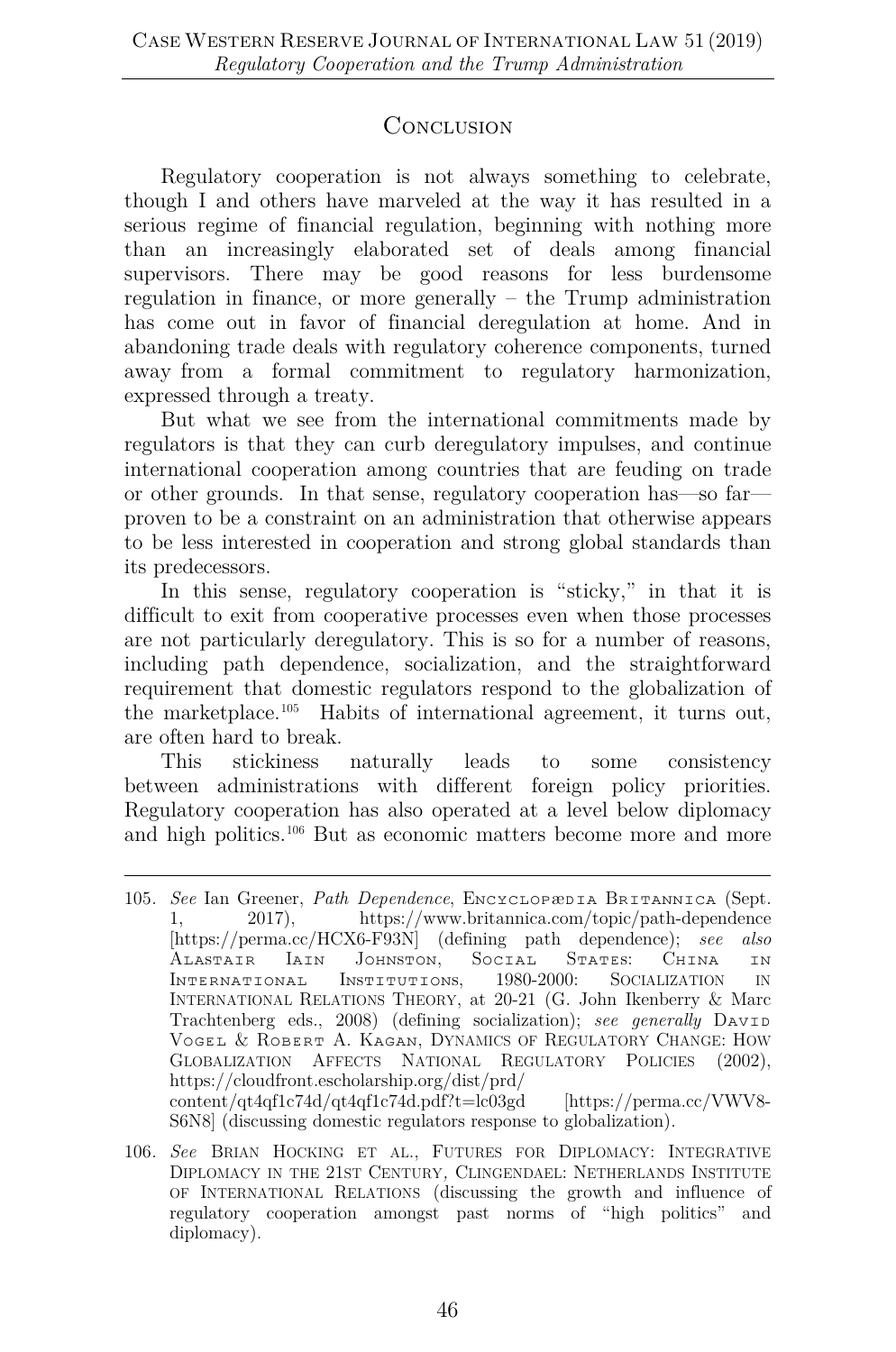# Conclusion

Regulatory cooperation is not always something to celebrate, though I and others have marveled at the way it has resulted in a serious regime of financial regulation, beginning with nothing more than an increasingly elaborated set of deals among financial supervisors. There may be good reasons for less burdensome regulation in finance, or more generally – the Trump administration has come out in favor of financial deregulation at home. And in abandoning trade deals with regulatory coherence components, turned away from a formal commitment to regulatory harmonization, expressed through a treaty.

But what we see from the international commitments made by regulators is that they can curb deregulatory impulses, and continue international cooperation among countries that are feuding on trade or other grounds. In that sense, regulatory cooperation has—so far—proven to be a constraint on an administration that otherwise appears to be less interested in cooperation and strong global standards than its predecessors.

In this sense, regulatory cooperation is "sticky," in that it is difficult to exit from cooperative processes even when those processes are not particularly deregulatory. This is so for a number of reasons, including path dependence, socialization, and the straightforward requirement that domestic regulators respond to the globalization of the marketplace.[105] Habits of international agreement, it turns out, are often hard to break.

This stickiness naturally leads to some consistency between administrations with different foreign policy priorities. Regulatory cooperation has also operated at a level below diplomacy and high politics.[106] But as economic matters become more and more

---

105. *See* Ian Greener, *Path Dependence*, Encyclopædia Britannica (Sept. 1, 2017), https://www.britannica.com/topic/path-dependence [https://perma.cc/HCX6-F93N] (defining path dependence); *see also* Alastair Iain Johnston, Social States: China in International Institutions, 1980-2000: Socialization in International Relations Theory, at 20-21 (G. John Ikenberry & Marc Trachtenberg eds., 2008) (defining socialization); *see generally* David Vogel & Robert A. Kagan, Dynamics of Regulatory Change: How Globalization Affects National Regulatory Policies (2002), https://cloudfront.escholarship.org/dist/prd/content/qt4qf1c74d/qt4qf1c74d.pdf?t=lc03gd [https://perma.cc/VWV8-S6N8] (discussing domestic regulators response to globalization).

106. *See* Brian Hocking et al., Futures for Diplomacy: Integrative Diplomacy in the 21st Century, Clingendael: Netherlands Institute of International Relations (discussing the growth and influence of regulatory cooperation amongst past norms of "high politics" and diplomacy).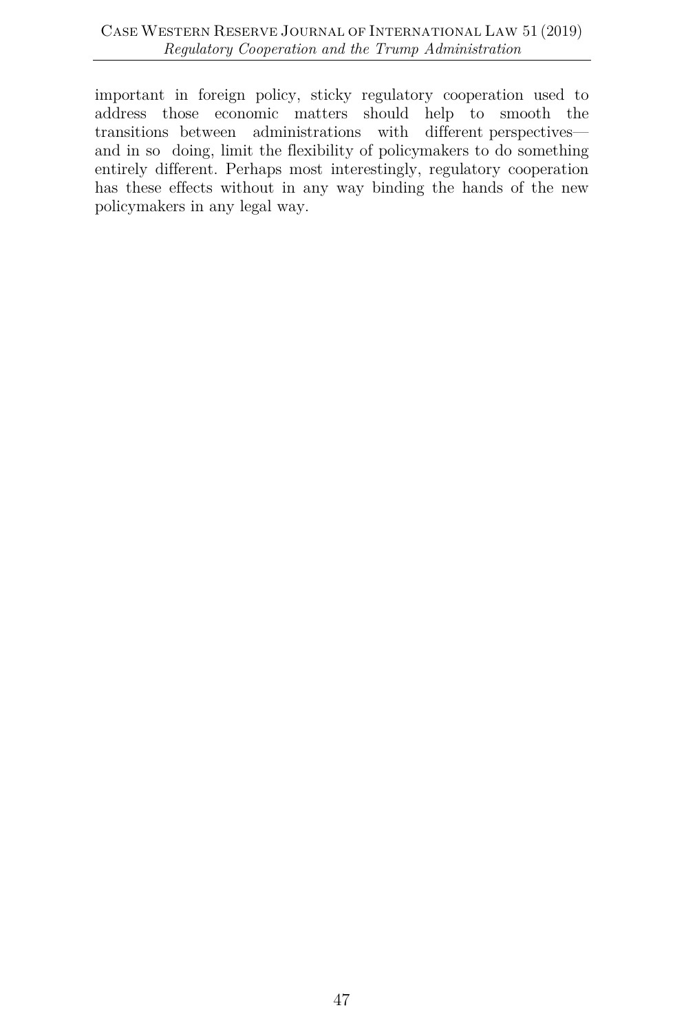important in foreign policy, sticky regulatory cooperation used to address those economic matters should help to smooth the transitions between administrations with different perspectives—and in so doing, limit the flexibility of policymakers to do something entirely different. Perhaps most interestingly, regulatory cooperation has these effects without in any way binding the hands of the new policymakers in any legal way.